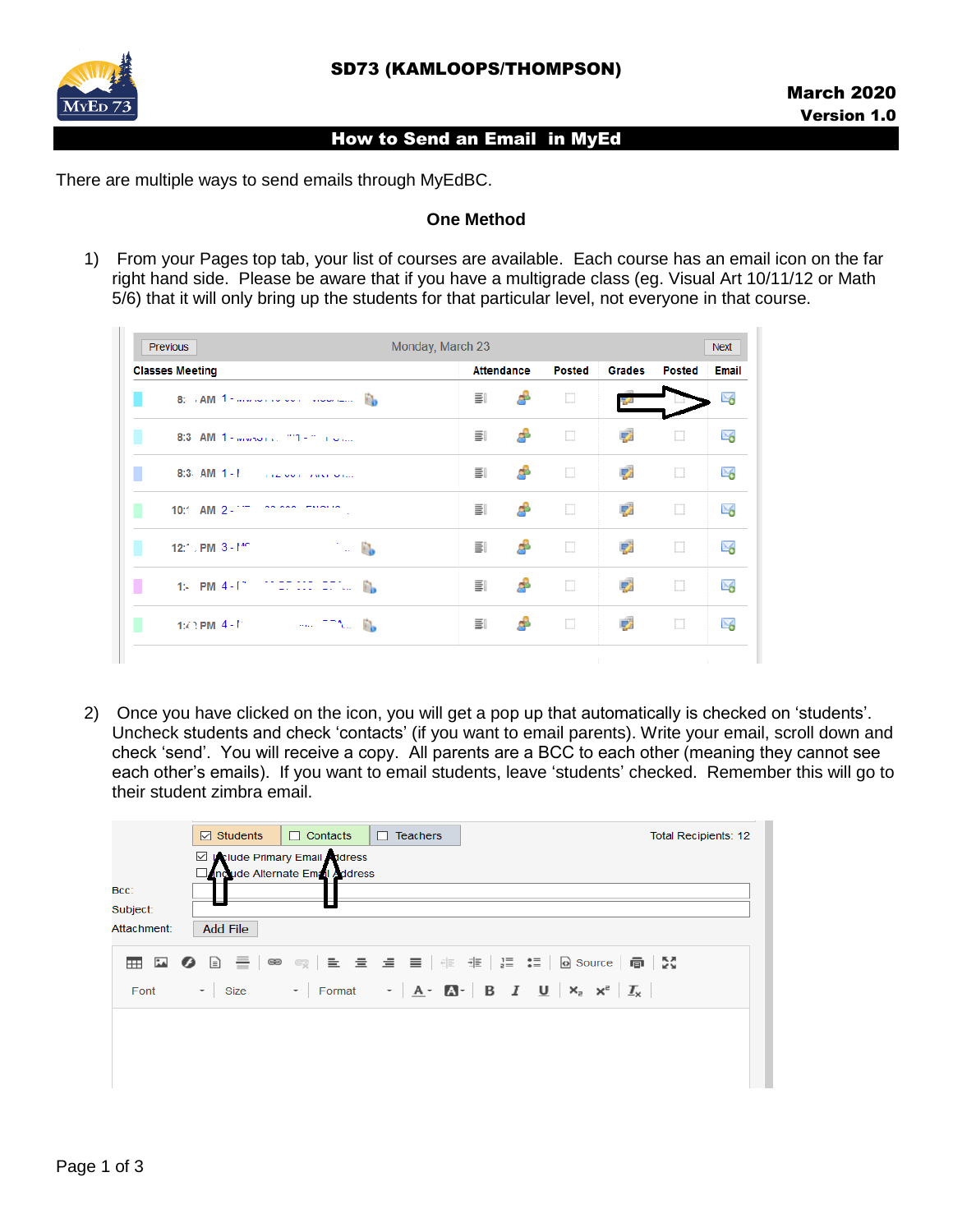SD73 (KAMLOOPS/THOMPSON)

March 2020
Version 1.0

# How to Send an Email in MyEd

There are multiple ways to send emails through MyEdBC.

## One Method

1) From your Pages top tab, your list of courses are available. Each course has an email icon on the far right hand side. Please be aware that if you have a multigrade class (eg. Visual Art 10/11/12 or Math 5/6) that it will only bring up the students for that particular level, not everyone in that course.

2) Once you have clicked on the icon, you will get a pop up that automatically is checked on 'students'. Uncheck students and check 'contacts' (if you want to email parents). Write your email, scroll down and check 'send'. You will receive a copy. All parents are a BCC to each other (meaning they cannot see each other's emails). If you want to email students, leave 'students' checked. Remember this will go to their student zimbra email.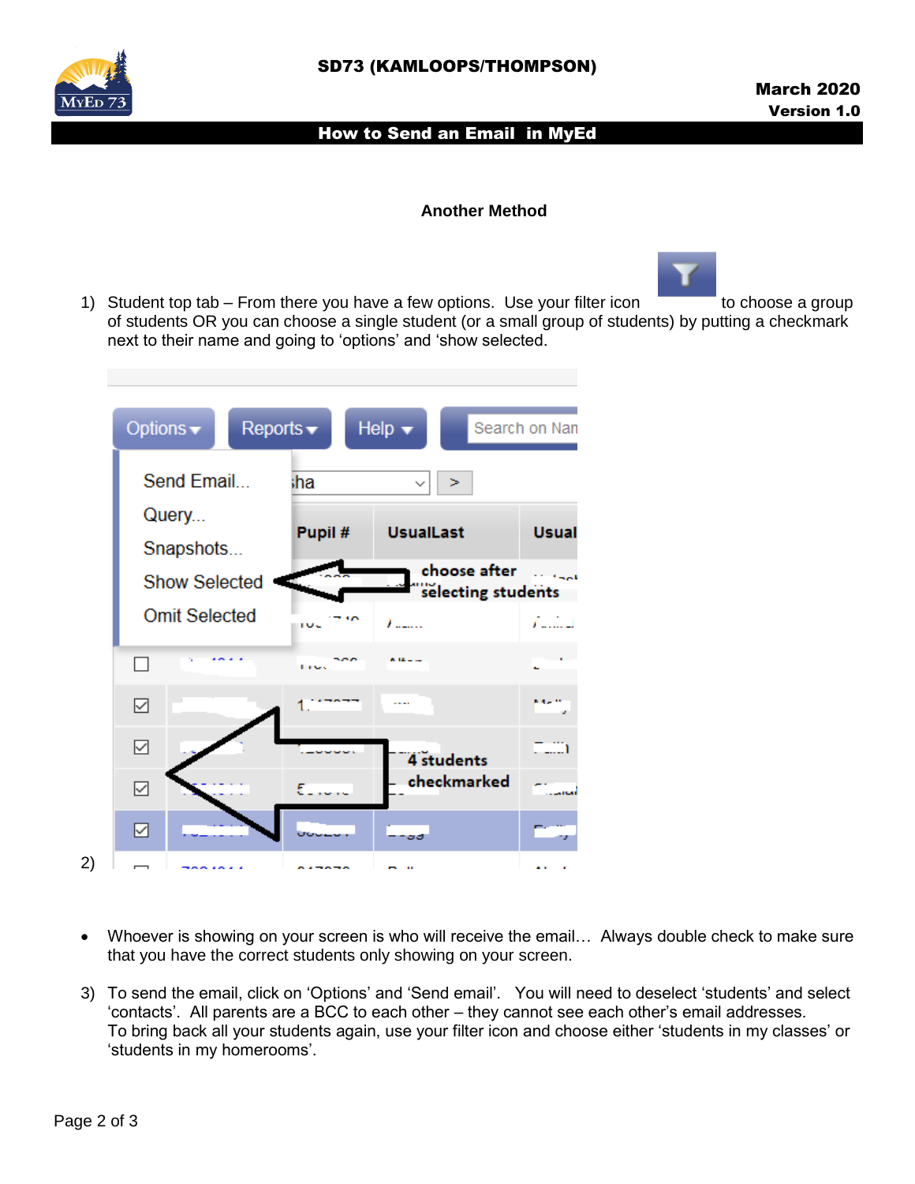## Another Method

1) Student top tab – From there you have a few options. Use your filter icon to choose a group of students OR you can choose a single student (or a small group of students) by putting a checkmark next to their name and going to 'options' and 'show selected.

2)

- Whoever is showing on your screen is who will receive the email… Always double check to make sure that you have the correct students only showing on your screen.

3) To send the email, click on 'Options' and 'Send email'. You will need to deselect 'students' and select 'contacts'. All parents are a BCC to each other – they cannot see each other's email addresses.
To bring back all your students again, use your filter icon and choose either 'students in my classes' or 'students in my homerooms'.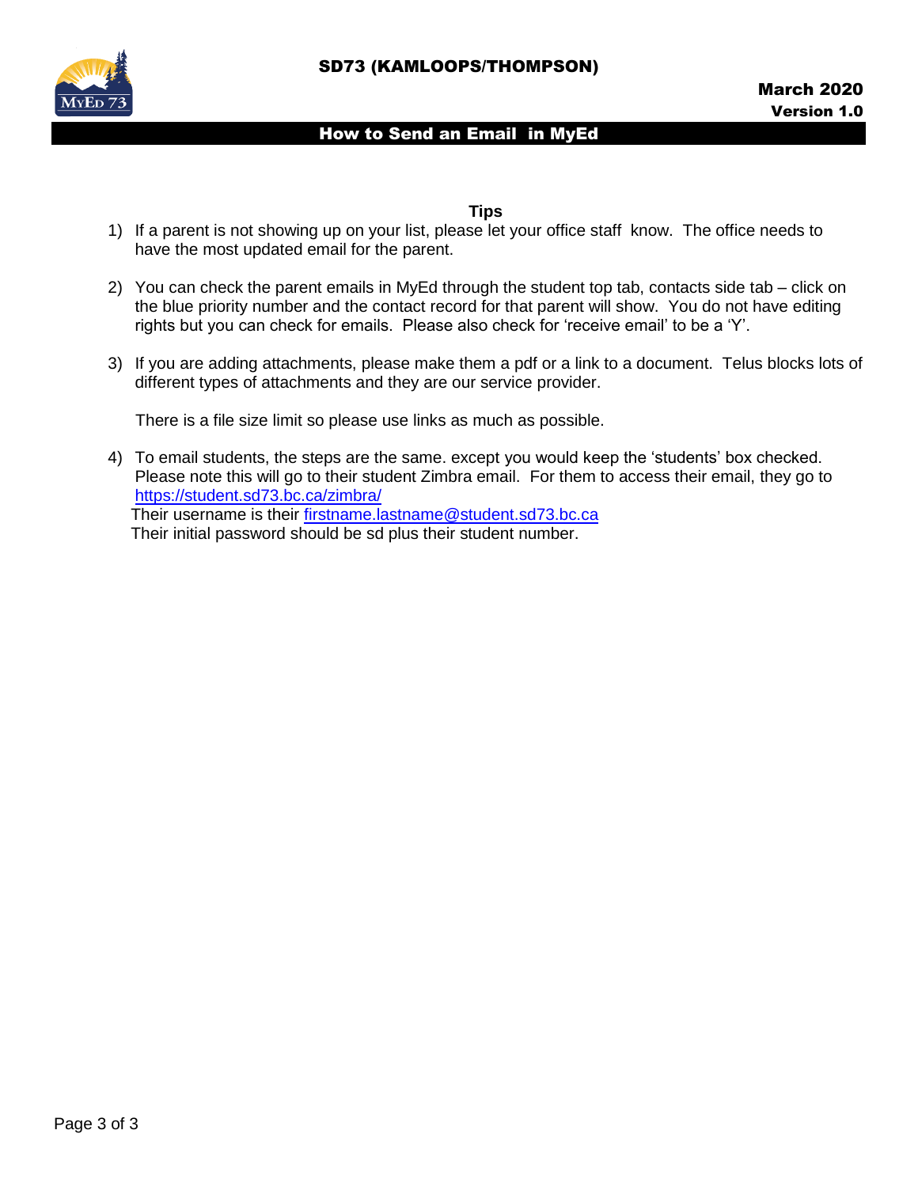## Tips

1) If a parent is not showing up on your list, please let your office staff know. The office needs to have the most updated email for the parent.

2) You can check the parent emails in MyEd through the student top tab, contacts side tab – click on the blue priority number and the contact record for that parent will show. You do not have editing rights but you can check for emails. Please also check for 'receive email' to be a 'Y'.

3) If you are adding attachments, please make them a pdf or a link to a document. Telus blocks lots of different types of attachments and they are our service provider.

   There is a file size limit so please use links as much as possible.

4) To email students, the steps are the same. except you would keep the 'students' box checked. Please note this will go to their student Zimbra email. For them to access their email, they go to https://student.sd73.bc.ca/zimbra/
   Their username is their firstname.lastname@student.sd73.bc.ca
   Their initial password should be sd plus their student number.